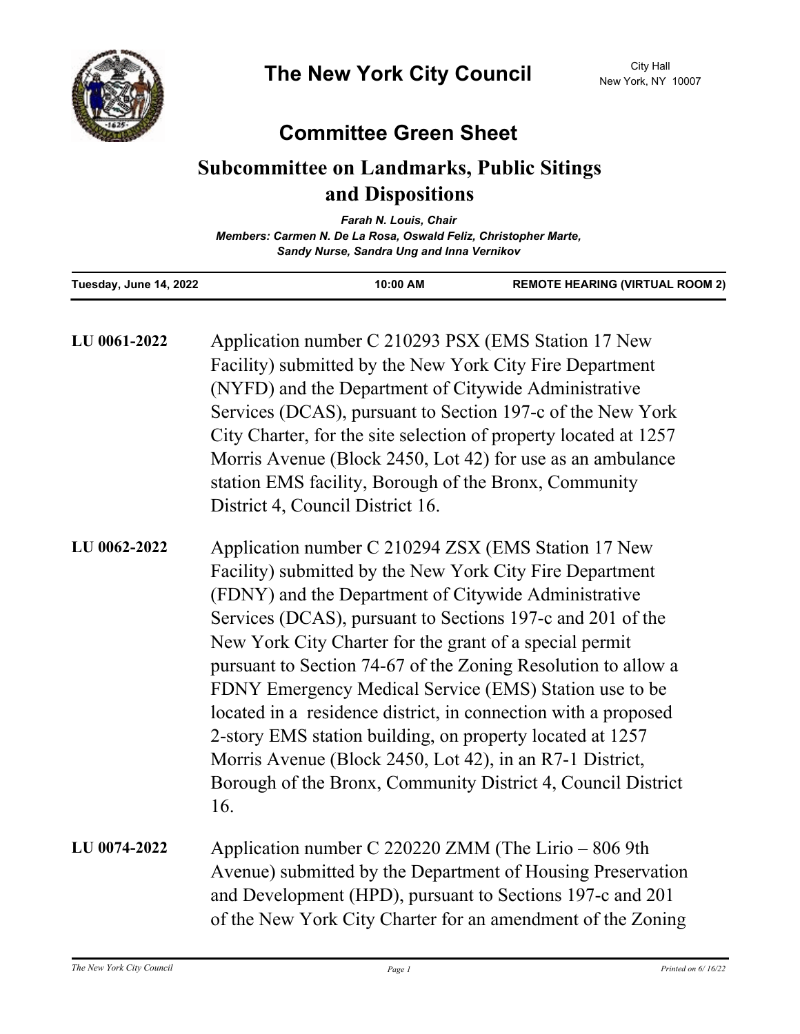# The New York City Council

City Hall
New York, NY 10007

## Committee Green Sheet

## Subcommittee on Landmarks, Public Sitings and Dispositions

*Farah N. Louis, Chair*
*Members: Carmen N. De La Rosa, Oswald Feliz, Christopher Marte, Sandy Nurse, Sandra Ung and Inna Vernikov*

| Tuesday, June 14, 2022 | 10:00 AM | REMOTE HEARING (VIRTUAL ROOM 2) |
|---|---|---|

**LU 0061-2022** Application number C 210293 PSX (EMS Station 17 New Facility) submitted by the New York City Fire Department (NYFD) and the Department of Citywide Administrative Services (DCAS), pursuant to Section 197-c of the New York City Charter, for the site selection of property located at 1257 Morris Avenue (Block 2450, Lot 42) for use as an ambulance station EMS facility, Borough of the Bronx, Community District 4, Council District 16.

**LU 0062-2022** Application number C 210294 ZSX (EMS Station 17 New Facility) submitted by the New York City Fire Department (FDNY) and the Department of Citywide Administrative Services (DCAS), pursuant to Sections 197-c and 201 of the New York City Charter for the grant of a special permit pursuant to Section 74-67 of the Zoning Resolution to allow a FDNY Emergency Medical Service (EMS) Station use to be located in a residence district, in connection with a proposed 2-story EMS station building, on property located at 1257 Morris Avenue (Block 2450, Lot 42), in an R7-1 District, Borough of the Bronx, Community District 4, Council District 16.

**LU 0074-2022** Application number C 220220 ZMM (The Lirio – 806 9th Avenue) submitted by the Department of Housing Preservation and Development (HPD), pursuant to Sections 197-c and 201 of the New York City Charter for an amendment of the Zoning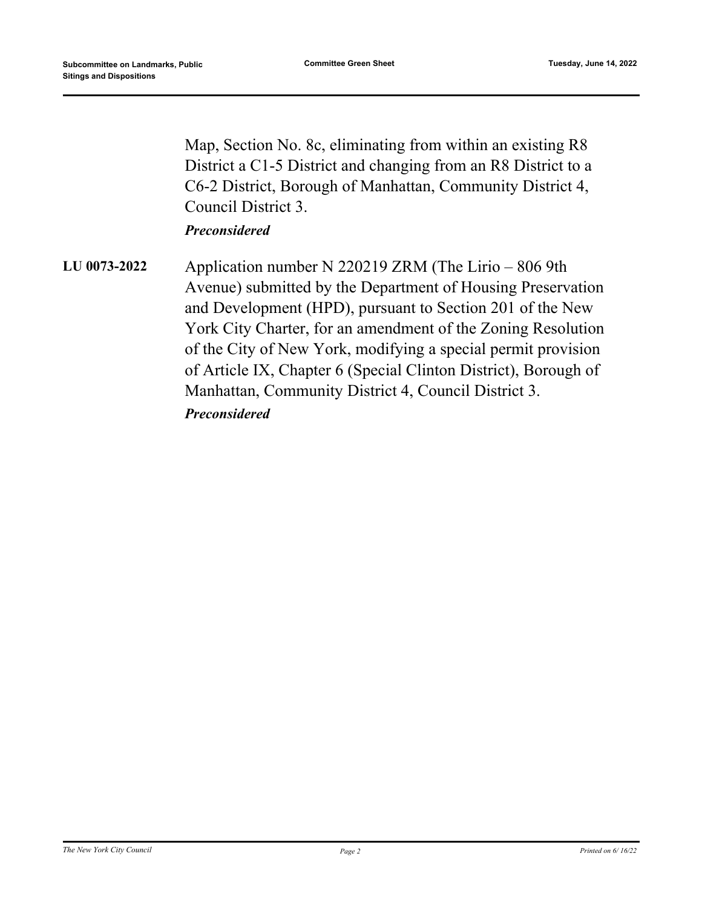Map, Section No. 8c, eliminating from within an existing R8 District a C1-5 District and changing from an R8 District to a C6-2 District, Borough of Manhattan, Community District 4, Council District 3.

***Preconsidered***

**LU 0073-2022** Application number N 220219 ZRM (The Lirio – 806 9th Avenue) submitted by the Department of Housing Preservation and Development (HPD), pursuant to Section 201 of the New York City Charter, for an amendment of the Zoning Resolution of the City of New York, modifying a special permit provision of Article IX, Chapter 6 (Special Clinton District), Borough of Manhattan, Community District 4, Council District 3.

***Preconsidered***